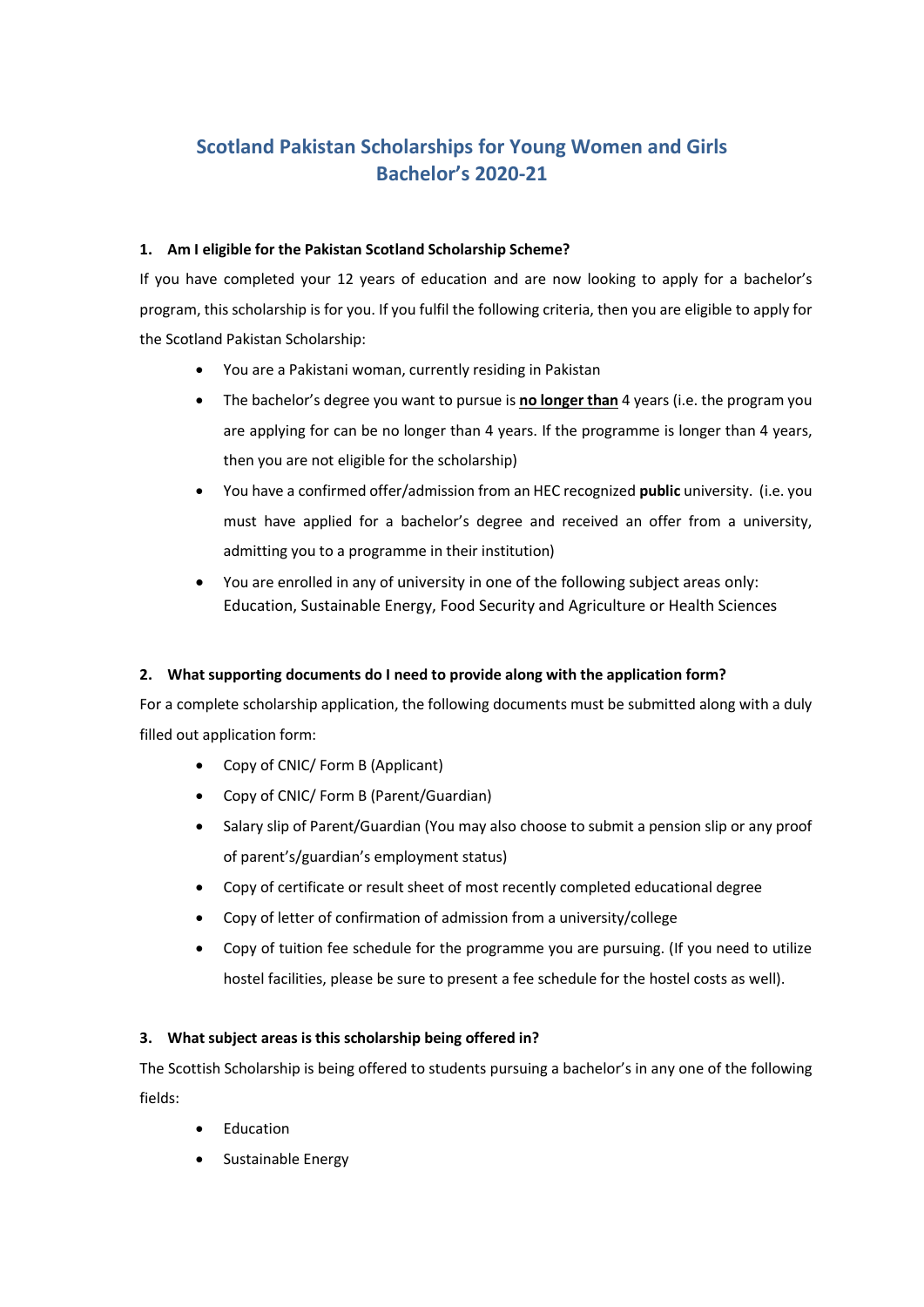# Scotland Pakistan Scholarships for Young Women and Girls Bachelor's 2020-21

### 1. Am I eligible for the Pakistan Scotland Scholarship Scheme?

If you have completed your 12 years of education and are now looking to apply for a bachelor's program, this scholarship is for you. If you fulfil the following criteria, then you are eligible to apply for the Scotland Pakistan Scholarship:

- You are a Pakistani woman, currently residing in Pakistan
- The bachelor's degree you want to pursue is <u>**no longer than**</u> 4 years (i.e. the program you are applying for can be no longer than 4 years. If the programme is longer than 4 years, then you are not eligible for the scholarship)
- You have a confirmed offer/admission from an HEC recognized **public** university. (i.e. you must have applied for a bachelor's degree and received an offer from a university, admitting you to a programme in their institution)
- You are enrolled in any of university in one of the following subject areas only: Education, Sustainable Energy, Food Security and Agriculture or Health Sciences

### 2. What supporting documents do I need to provide along with the application form?

For a complete scholarship application, the following documents must be submitted along with a duly filled out application form:

- Copy of CNIC/ Form B (Applicant)
- Copy of CNIC/ Form B (Parent/Guardian)
- Salary slip of Parent/Guardian (You may also choose to submit a pension slip or any proof of parent's/guardian's employment status)
- Copy of certificate or result sheet of most recently completed educational degree
- Copy of letter of confirmation of admission from a university/college
- Copy of tuition fee schedule for the programme you are pursuing. (If you need to utilize hostel facilities, please be sure to present a fee schedule for the hostel costs as well).

### 3. What subject areas is this scholarship being offered in?

The Scottish Scholarship is being offered to students pursuing a bachelor's in any one of the following fields:

- Education
- Sustainable Energy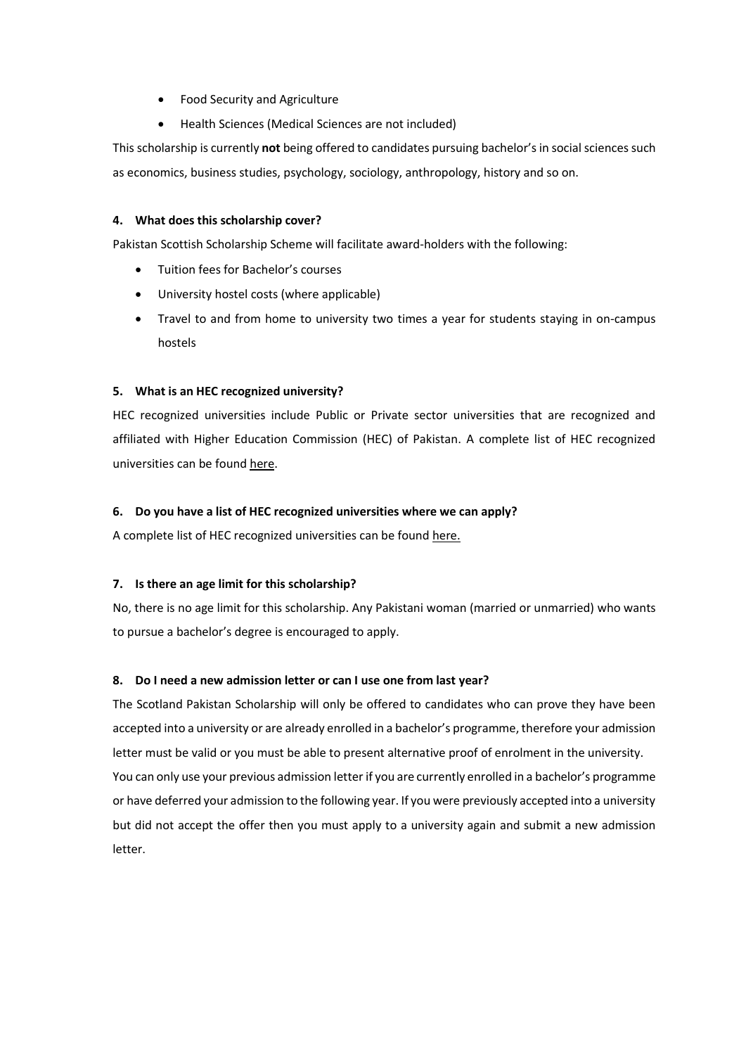- Food Security and Agriculture
- Health Sciences (Medical Sciences are not included)

This scholarship is currently **not** being offered to candidates pursuing bachelor's in social sciences such as economics, business studies, psychology, sociology, anthropology, history and so on.

**4. What does this scholarship cover?**

Pakistan Scottish Scholarship Scheme will facilitate award-holders with the following:

- Tuition fees for Bachelor's courses
- University hostel costs (where applicable)
- Travel to and from home to university two times a year for students staying in on-campus hostels

**5. What is an HEC recognized university?**

HEC recognized universities include Public or Private sector universities that are recognized and affiliated with Higher Education Commission (HEC) of Pakistan. A complete list of HEC recognized universities can be found here.

**6. Do you have a list of HEC recognized universities where we can apply?**

A complete list of HEC recognized universities can be found here.

**7. Is there an age limit for this scholarship?**

No, there is no age limit for this scholarship. Any Pakistani woman (married or unmarried) who wants to pursue a bachelor's degree is encouraged to apply.

**8. Do I need a new admission letter or can I use one from last year?**

The Scotland Pakistan Scholarship will only be offered to candidates who can prove they have been accepted into a university or are already enrolled in a bachelor's programme, therefore your admission letter must be valid or you must be able to present alternative proof of enrolment in the university.

You can only use your previous admission letter if you are currently enrolled in a bachelor's programme or have deferred your admission to the following year. If you were previously accepted into a university but did not accept the offer then you must apply to a university again and submit a new admission letter.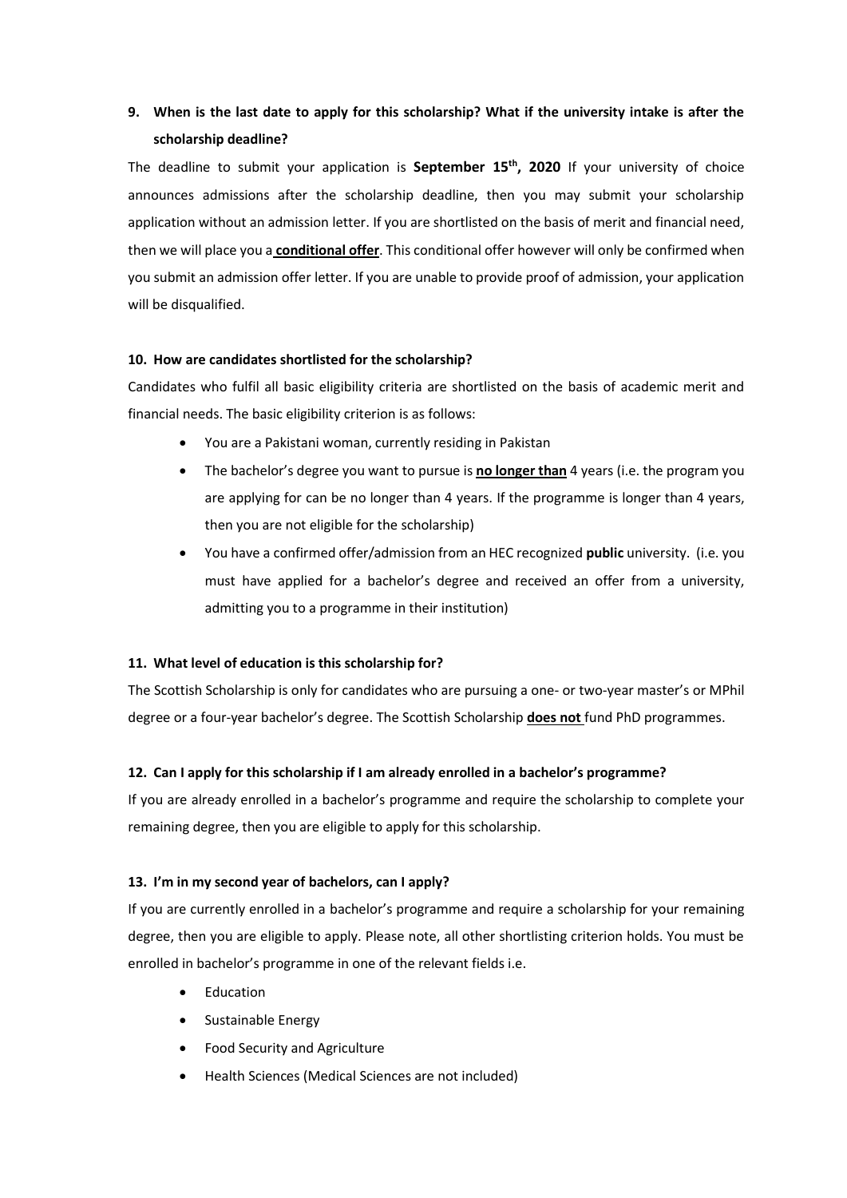**9. When is the last date to apply for this scholarship? What if the university intake is after the scholarship deadline?**

The deadline to submit your application is **September 15th, 2020** If your university of choice announces admissions after the scholarship deadline, then you may submit your scholarship application without an admission letter. If you are shortlisted on the basis of merit and financial need, then we will place you a **conditional offer**. This conditional offer however will only be confirmed when you submit an admission offer letter. If you are unable to provide proof of admission, your application will be disqualified.

**10. How are candidates shortlisted for the scholarship?**

Candidates who fulfil all basic eligibility criteria are shortlisted on the basis of academic merit and financial needs. The basic eligibility criterion is as follows:

- You are a Pakistani woman, currently residing in Pakistan
- The bachelor's degree you want to pursue is **no longer than** 4 years (i.e. the program you are applying for can be no longer than 4 years. If the programme is longer than 4 years, then you are not eligible for the scholarship)
- You have a confirmed offer/admission from an HEC recognized **public** university. (i.e. you must have applied for a bachelor's degree and received an offer from a university, admitting you to a programme in their institution)

**11. What level of education is this scholarship for?**

The Scottish Scholarship is only for candidates who are pursuing a one- or two-year master's or MPhil degree or a four-year bachelor's degree. The Scottish Scholarship **does not** fund PhD programmes.

**12. Can I apply for this scholarship if I am already enrolled in a bachelor's programme?**

If you are already enrolled in a bachelor's programme and require the scholarship to complete your remaining degree, then you are eligible to apply for this scholarship.

**13. I'm in my second year of bachelors, can I apply?**

If you are currently enrolled in a bachelor's programme and require a scholarship for your remaining degree, then you are eligible to apply. Please note, all other shortlisting criterion holds. You must be enrolled in bachelor's programme in one of the relevant fields i.e.

- Education
- Sustainable Energy
- Food Security and Agriculture
- Health Sciences (Medical Sciences are not included)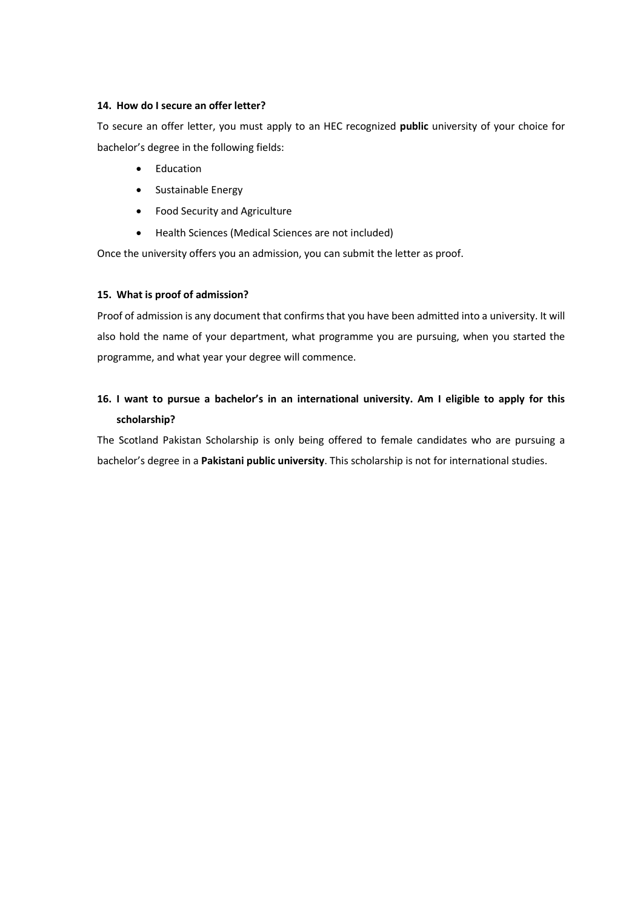**14. How do I secure an offer letter?**

To secure an offer letter, you must apply to an HEC recognized **public** university of your choice for bachelor's degree in the following fields:

- Education
- Sustainable Energy
- Food Security and Agriculture
- Health Sciences (Medical Sciences are not included)

Once the university offers you an admission, you can submit the letter as proof.

**15. What is proof of admission?**

Proof of admission is any document that confirms that you have been admitted into a university. It will also hold the name of your department, what programme you are pursuing, when you started the programme, and what year your degree will commence.

**16. I want to pursue a bachelor's in an international university. Am I eligible to apply for this scholarship?**

The Scotland Pakistan Scholarship is only being offered to female candidates who are pursuing a bachelor's degree in a **Pakistani public university**. This scholarship is not for international studies.